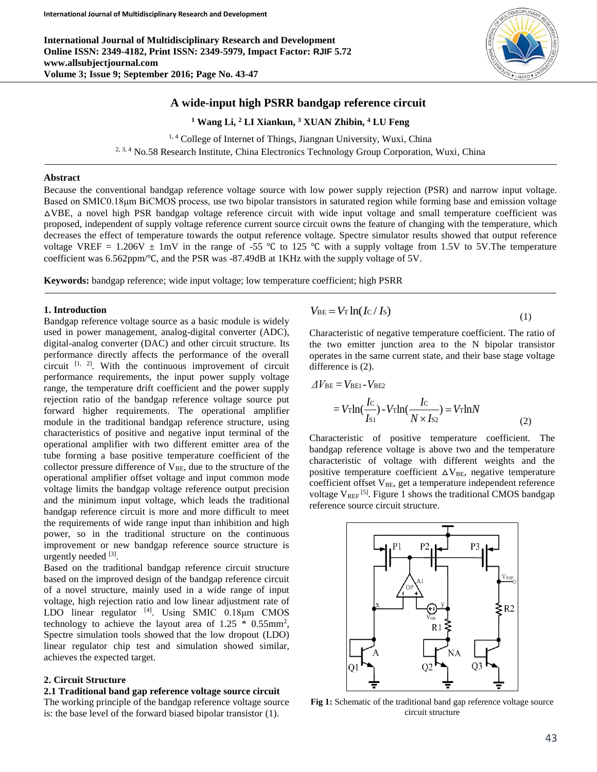# A wide-input high PSRR bandgap reference circuit

**[1] Wang Li, [2] LI Xiankun, [3] XUAN Zhibin, [4] LU Feng**

[1, 4] College of Internet of Things, Jiangnan University, Wuxi, China

[2, 3, 4] No.58 Research Institute, China Electronics Technology Group Corporation, Wuxi, China

## Abstract

Because the conventional bandgap reference voltage source with low power supply rejection (PSR) and narrow input voltage. Based on SMIC0.18μm BiCMOS process, use two bipolar transistors in saturated region while forming base and emission voltage $\Delta V_{BE}$, a novel high PSR bandgap voltage reference circuit with wide input voltage and small temperature coefficient was proposed, independent of supply voltage reference current source circuit owns the feature of changing with the temperature, which decreases the effect of temperature towards the output reference voltage. Spectre simulator results showed that output reference voltage VREF = 1.206V ± 1mV in the range of -55 ℃ to 125 ℃ with a supply voltage from 1.5V to 5V.The temperature coefficient was 6.562ppm/℃, and the PSR was -87.49dB at 1KHz with the supply voltage of 5V.

**Keywords:** bandgap reference; wide input voltage; low temperature coefficient; high PSRR

## 1. Introduction

Bandgap reference voltage source as a basic module is widely used in power management, analog-digital converter (ADC), digital-analog converter (DAC) and other circuit structure. Its performance directly affects the performance of the overall circuit [1, 2]. With the continuous improvement of circuit performance requirements, the input power supply voltage range, the temperature drift coefficient and the power supply rejection ratio of the bandgap reference voltage source put forward higher requirements. The operational amplifier module in the traditional bandgap reference voltage source, using characteristics of positive and negative input terminal of the operational amplifier with two different emitter area of the tube forming a base positive temperature coefficient of the collector pressure difference of $V_{BE}$, due to the structure of the operational amplifier offset voltage and input common mode voltage limits the bandgap voltage reference output precision and the minimum input voltage, which leads the traditional bandgap reference circuit is more and more difficult to meet the requirements of wide range input than inhibition and high power, so in the traditional structure on the continuous improvement or new bandgap reference source structure is urgently needed [3].

Based on the traditional bandgap reference circuit structure based on the improved design of the bandgap reference circuit of a novel structure, mainly used in a wide range of input voltage, high rejection ratio and low linear adjustment rate of LDO linear regulator [4]. Using SMIC 0.18μm CMOS technology to achieve the layout area of 1.25 * 0.55mm², Spectre simulation tools showed that the low dropout (LDO) linear regulator chip test and simulation showed similar, achieves the expected target.

## 2. Circuit Structure

### 2.1 Traditional band gap reference voltage source circuit

The working principle of the bandgap reference voltage source is: the base level of the forward biased bipolar transistor (1).

$$V_{BE} = V_T \ln(I_C / I_S) \tag{1}$$

Characteristic of negative temperature coefficient. The ratio of the two emitter junction area to the N bipolar transistor operates in the same current state, and their base stage voltage difference is (2).

$$\Delta V_{BE} = V_{BE1} - V_{BE2}$$
$$= V_T \ln(\frac{I_C}{I_{S1}}) - V_T \ln(\frac{I_C}{N \times I_{S2}}) = V_T \ln N \tag{2}$$

Characteristic of positive temperature coefficient. The bandgap reference voltage is above two and the temperature characteristic of voltage with different weights and the positive temperature coefficient $\Delta V_{BE}$, negative temperature coefficient offset $V_{BE}$, get a temperature independent reference voltage $V_{REF}$ [5]. Figure 1 shows the traditional CMOS bandgap reference source circuit structure.

**Fig 1:** Schematic of the traditional band gap reference voltage source circuit structure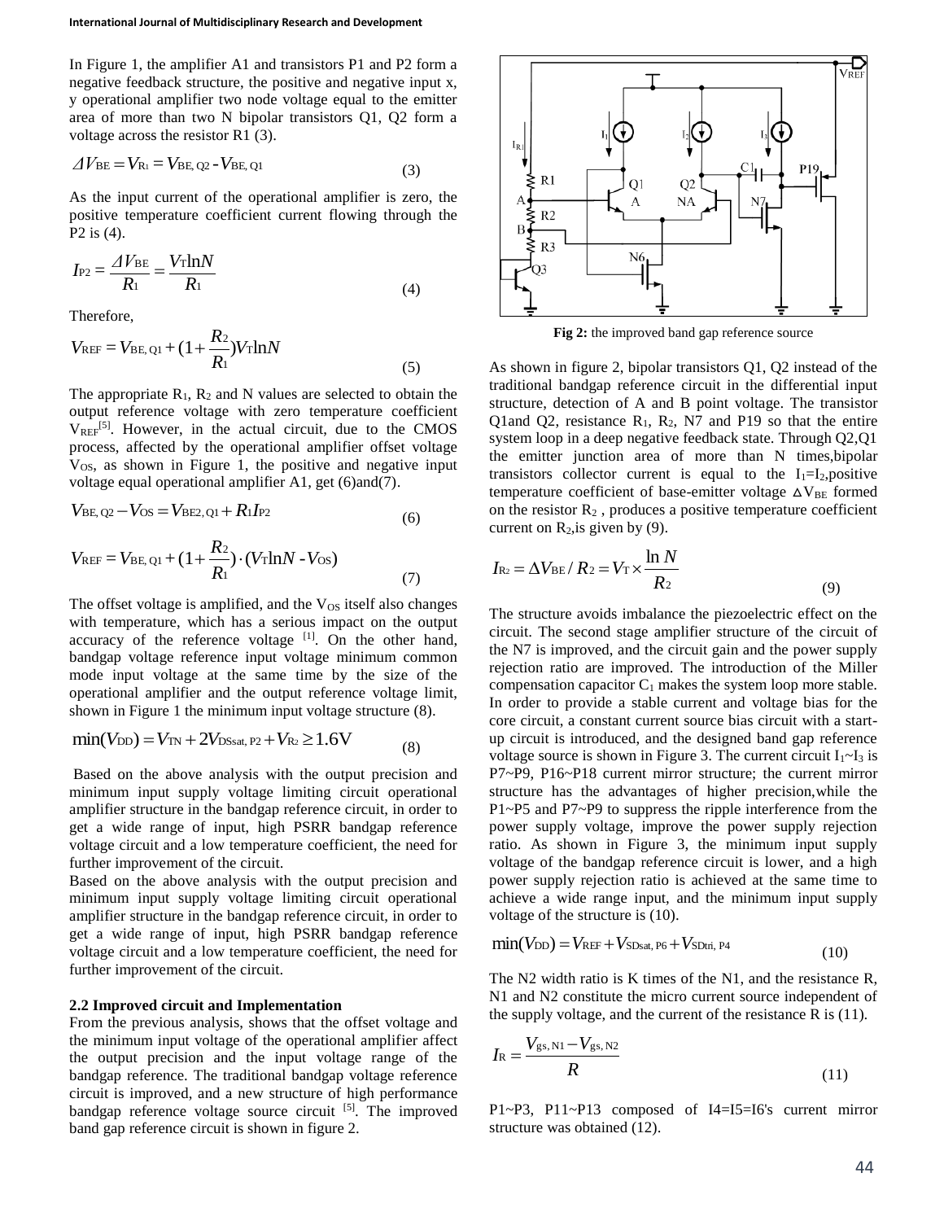In Figure 1, the amplifier A1 and transistors P1 and P2 form a negative feedback structure, the positive and negative input x, y operational amplifier two node voltage equal to the emitter area of more than two N bipolar transistors Q1, Q2 form a voltage across the resistor R1 (3).

$$\Delta V_{BE} = V_{R1} = V_{BE,\,Q2} - V_{BE,\,Q1} \tag{3}$$

As the input current of the operational amplifier is zero, the positive temperature coefficient current flowing through the P2 is (4).

$$I_{P2} = \frac{\Delta V_{BE}}{R_1} = \frac{V_T \ln N}{R_1} \tag{4}$$

Therefore,

$$V_{REF} = V_{BE,\,Q1} + (1 + \frac{R_2}{R_1}) V_T \ln N \tag{5}$$

The appropriate $R_1$, $R_2$ and N values are selected to obtain the output reference voltage with zero temperature coefficient $V_{REF}$[5]. However, in the actual circuit, due to the CMOS process, affected by the operational amplifier offset voltage $V_{OS}$, as shown in Figure 1, the positive and negative input voltage equal operational amplifier A1, get (6)and(7).

$$V_{BE,\,Q2} - V_{OS} = V_{BE2,\,Q1} + R_1 I_{P2} \tag{6}$$

$$V_{REF} = V_{BE,\,Q1} + (1 + \frac{R_2}{R_1}) \cdot (V_T \ln N - V_{OS}) \tag{7}$$

The offset voltage is amplified, and the $V_{OS}$ itself also changes with temperature, which has a serious impact on the output accuracy of the reference voltage [1]. On the other hand, bandgap voltage reference input voltage minimum common mode input voltage at the same time by the size of the operational amplifier and the output reference voltage limit, shown in Figure 1 the minimum input voltage structure (8).

$$\min(V_{DD}) = V_{TN} + 2V_{DSsat,\,P2} + V_{R2} \geq 1.6\text{V} \tag{8}$$

Based on the above analysis with the output precision and minimum input supply voltage limiting circuit operational amplifier structure in the bandgap reference circuit, in order to get a wide range of input, high PSRR bandgap reference voltage circuit and a low temperature coefficient, the need for further improvement of the circuit.

Based on the above analysis with the output precision and minimum input supply voltage limiting circuit operational amplifier structure in the bandgap reference circuit, in order to get a wide range of input, high PSRR bandgap reference voltage circuit and a low temperature coefficient, the need for further improvement of the circuit.

### 2.2 Improved circuit and Implementation

From the previous analysis, shows that the offset voltage and the minimum input voltage of the operational amplifier affect the output precision and the input voltage range of the bandgap reference. The traditional bandgap voltage reference circuit is improved, and a new structure of high performance bandgap reference voltage source circuit [5]. The improved band gap reference circuit is shown in figure 2.

**Fig 2:** the improved band gap reference source

As shown in figure 2, bipolar transistors Q1, Q2 instead of the traditional bandgap reference circuit in the differential input structure, detection of A and B point voltage. The transistor Q1and Q2, resistance $R_1$, $R_2$, N7 and P19 so that the entire system loop in a deep negative feedback state. Through Q2,Q1 the emitter junction area of more than N times,bipolar transistors collector current is equal to the $I_1$=$I_2$,positive temperature coefficient of base-emitter voltage $\Delta V_{BE}$ formed on the resistor $R_2$ , produces a positive temperature coefficient current on $R_2$,is given by (9).

$$I_{R2} = \Delta V_{BE} / R_2 = V_T \times \frac{\ln N}{R_2} \tag{9}$$

The structure avoids imbalance the piezoelectric effect on the circuit. The second stage amplifier structure of the circuit of the N7 is improved, and the circuit gain and the power supply rejection ratio are improved. The introduction of the Miller compensation capacitor $C_1$ makes the system loop more stable. In order to provide a stable current and voltage bias for the core circuit, a constant current source bias circuit with a start-up circuit is introduced, and the designed band gap reference voltage source is shown in Figure 3. The current circuit $I_1$~$I_3$ is P7~P9, P16~P18 current mirror structure; the current mirror structure has the advantages of higher precision,while the P1~P5 and P7~P9 to suppress the ripple interference from the power supply voltage, improve the power supply rejection ratio. As shown in Figure 3, the minimum input supply voltage of the bandgap reference circuit is lower, and a high power supply rejection ratio is achieved at the same time to achieve a wide range input, and the minimum input supply voltage of the structure is (10).

$$\min(V_{DD}) = V_{REF} + V_{SDsat,\,P6} + V_{SDtri,\,P4} \tag{10}$$

The N2 width ratio is K times of the N1, and the resistance R, N1 and N2 constitute the micro current source independent of the supply voltage, and the current of the resistance R is (11).

$$I_R = \frac{V_{gs,\,N1} - V_{gs,\,N2}}{R} \tag{11}$$

P1~P3, P11~P13 composed of I4=I5=I6's current mirror structure was obtained (12).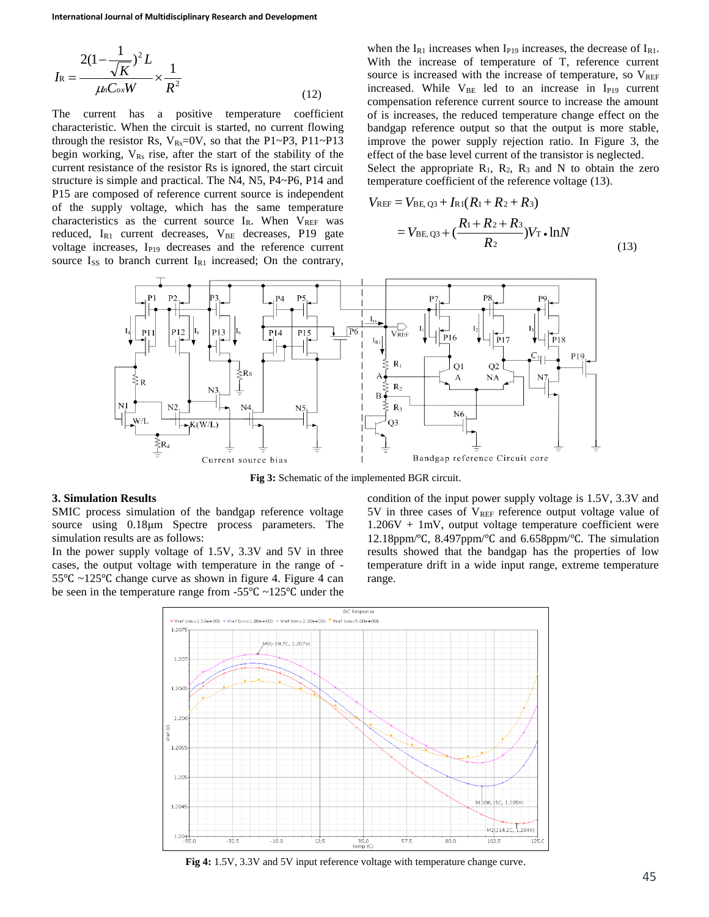$$I_R = \frac{2(1-\frac{1}{\sqrt{K}})^2 L}{\mu_n C_{ox} W} \times \frac{1}{R^2} \quad (12)$$

The current has a positive temperature coefficient characteristic. When the circuit is started, no current flowing through the resistor Rs, $V_{Rs}$=0V, so that the P1~P3, P11~P13 begin working, $V_{Rs}$ rise, after the start of the stability of the current resistance of the resistor Rs is ignored, the start circuit structure is simple and practical. The N4, N5, P4~P6, P14 and P15 are composed of reference current source is independent of the supply voltage, which has the same temperature characteristics as the current source $I_R$. When $V_{REF}$ was reduced, $I_{R1}$ current decreases, $V_{BE}$ decreases, P19 gate voltage increases, $I_{P19}$ decreases and the reference current source $I_{SS}$ to branch current $I_{R1}$ increased; On the contrary, when the $I_{R1}$ increases when $I_{P19}$ increases, the decrease of $I_{R1}$. With the increase of temperature of T, reference current source is increased with the increase of temperature, so $V_{REF}$ increased. While $V_{BE}$ led to an increase in $I_{P19}$ current compensation reference current source to increase the amount of is increases, the reduced temperature change effect on the bandgap reference output so that the output is more stable, improve the power supply rejection ratio. In Figure 3, the effect of the base level current of the transistor is neglected.

Select the appropriate $R_1$, $R_2$, $R_3$ and N to obtain the zero temperature coefficient of the reference voltage (13).

$$V_{REF} = V_{BE,Q3} + I_{R1}(R_1 + R_2 + R_3) = V_{BE,Q3} + (\frac{R_1 + R_2 + R_3}{R_2})V_T \bullet \ln N \quad (13)$$

**Fig 3:** Schematic of the implemented BGR circuit.

## 3. Simulation Results

SMIC process simulation of the bandgap reference voltage source using 0.18μm Spectre process parameters. The simulation results are as follows:

In the power supply voltage of 1.5V, 3.3V and 5V in three cases, the output voltage with temperature in the range of -55℃ ~125℃ change curve as shown in figure 4. Figure 4 can be seen in the temperature range from -55℃ ~125℃ under the condition of the input power supply voltage is 1.5V, 3.3V and 5V in three cases of $V_{REF}$ reference output voltage value of 1.206V + 1mV, output voltage temperature coefficient were 12.18ppm/℃, 8.497ppm/℃ and 6.658ppm/℃. The simulation results showed that the bandgap has the properties of low temperature drift in a wide input range, extreme temperature range.

**Fig 4:** 1.5V, 3.3V and 5V input reference voltage with temperature change curve.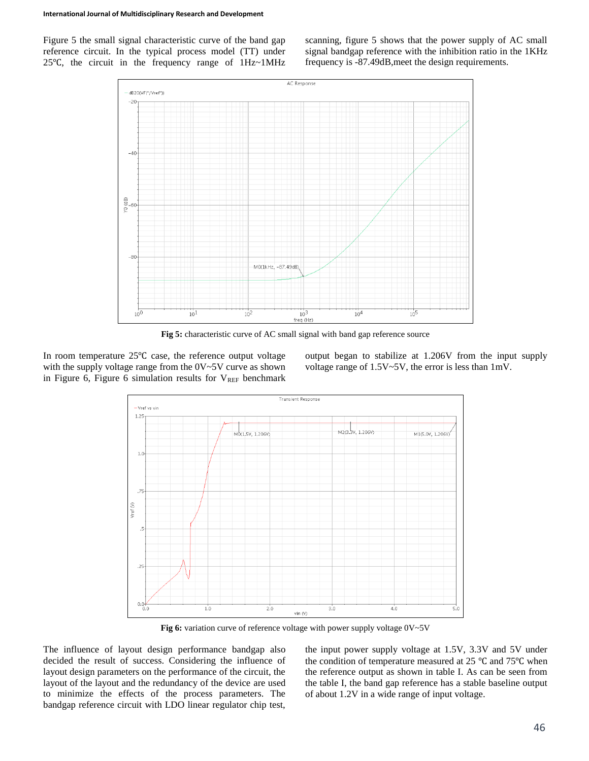Figure 5 the small signal characteristic curve of the band gap reference circuit. In the typical process model (TT) under 25℃, the circuit in the frequency range of 1Hz~1MHz scanning, figure 5 shows that the power supply of AC small signal bandgap reference with the inhibition ratio in the 1KHz frequency is -87.49dB,meet the design requirements.

**Fig 5:** characteristic curve of AC small signal with band gap reference source

In room temperature 25℃ case, the reference output voltage with the supply voltage range from the 0V~5V curve as shown in Figure 6, Figure 6 simulation results for $V_{REF}$ benchmark output began to stabilize at 1.206V from the input supply voltage range of 1.5V~5V, the error is less than 1mV.

**Fig 6:** variation curve of reference voltage with power supply voltage 0V~5V

The influence of layout design performance bandgap also decided the result of success. Considering the influence of layout design parameters on the performance of the circuit, the layout of the layout and the redundancy of the device are used to minimize the effects of the process parameters. The bandgap reference circuit with LDO linear regulator chip test, the input power supply voltage at 1.5V, 3.3V and 5V under the condition of temperature measured at 25 ℃ and 75℃ when the reference output as shown in table I. As can be seen from the table I, the band gap reference has a stable baseline output of about 1.2V in a wide range of input voltage.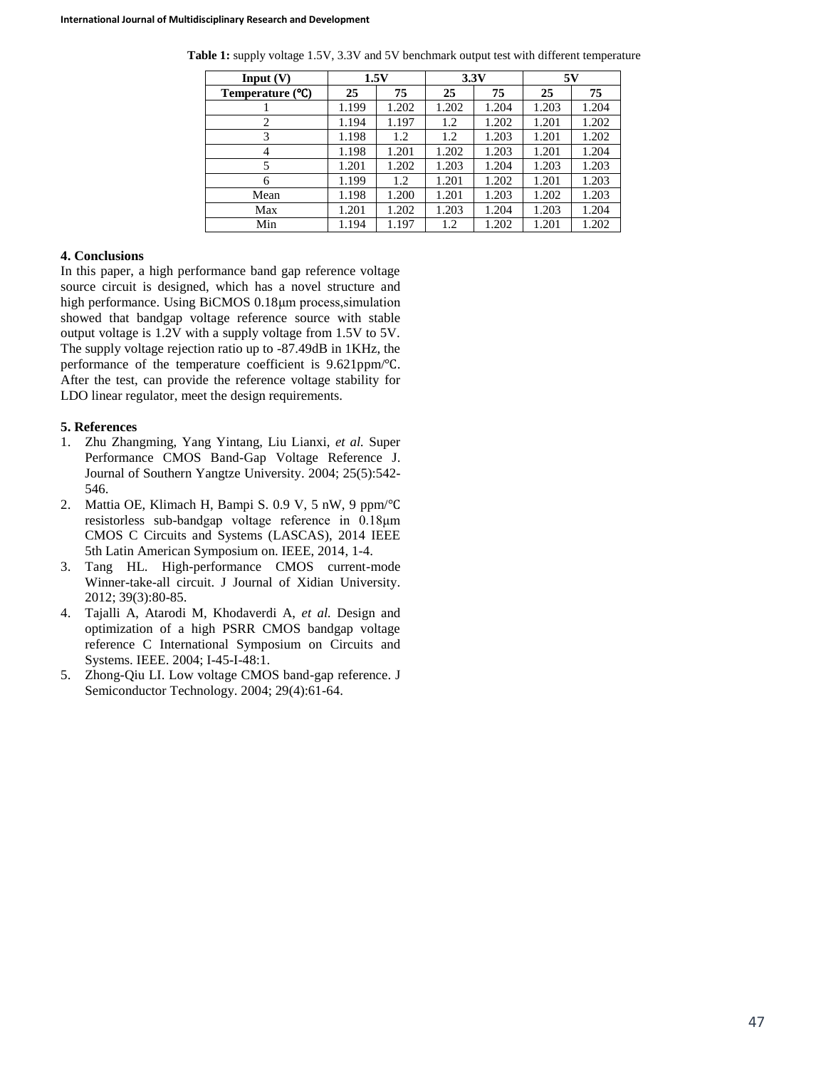**Table 1:** supply voltage 1.5V, 3.3V and 5V benchmark output test with different temperature

| Input (V) | 1.5V | | 3.3V | | 5V | |
|---|---|---|---|---|---|---|
| Temperature (℃) | 25 | 75 | 25 | 75 | 25 | 75 |
| 1 | 1.199 | 1.202 | 1.202 | 1.204 | 1.203 | 1.204 |
| 2 | 1.194 | 1.197 | 1.2 | 1.202 | 1.201 | 1.202 |
| 3 | 1.198 | 1.2 | 1.2 | 1.203 | 1.201 | 1.202 |
| 4 | 1.198 | 1.201 | 1.202 | 1.203 | 1.201 | 1.204 |
| 5 | 1.201 | 1.202 | 1.203 | 1.204 | 1.203 | 1.203 |
| 6 | 1.199 | 1.2 | 1.201 | 1.202 | 1.201 | 1.203 |
| Mean | 1.198 | 1.200 | 1.201 | 1.203 | 1.202 | 1.203 |
| Max | 1.201 | 1.202 | 1.203 | 1.204 | 1.203 | 1.204 |
| Min | 1.194 | 1.197 | 1.2 | 1.202 | 1.201 | 1.202 |

## 4. Conclusions

In this paper, a high performance band gap reference voltage source circuit is designed, which has a novel structure and high performance. Using BiCMOS 0.18μm process,simulation showed that bandgap voltage reference source with stable output voltage is 1.2V with a supply voltage from 1.5V to 5V. The supply voltage rejection ratio up to -87.49dB in 1KHz, the performance of the temperature coefficient is 9.621ppm/℃. After the test, can provide the reference voltage stability for LDO linear regulator, meet the design requirements.

## 5. References

1. Zhu Zhangming, Yang Yintang, Liu Lianxi, *et al.* Super Performance CMOS Band-Gap Voltage Reference J. Journal of Southern Yangtze University. 2004; 25(5):542-546.
2. Mattia OE, Klimach H, Bampi S. 0.9 V, 5 nW, 9 ppm/℃ resistorless sub-bandgap voltage reference in 0.18μm CMOS C Circuits and Systems (LASCAS), 2014 IEEE 5th Latin American Symposium on. IEEE, 2014, 1-4.
3. Tang HL. High-performance CMOS current-mode Winner-take-all circuit. J Journal of Xidian University. 2012; 39(3):80-85.
4. Tajalli A, Atarodi M, Khodaverdi A, *et al.* Design and optimization of a high PSRR CMOS bandgap voltage reference C International Symposium on Circuits and Systems. IEEE. 2004; I-45-I-48:1.
5. Zhong-Qiu LI. Low voltage CMOS band-gap reference. J Semiconductor Technology. 2004; 29(4):61-64.